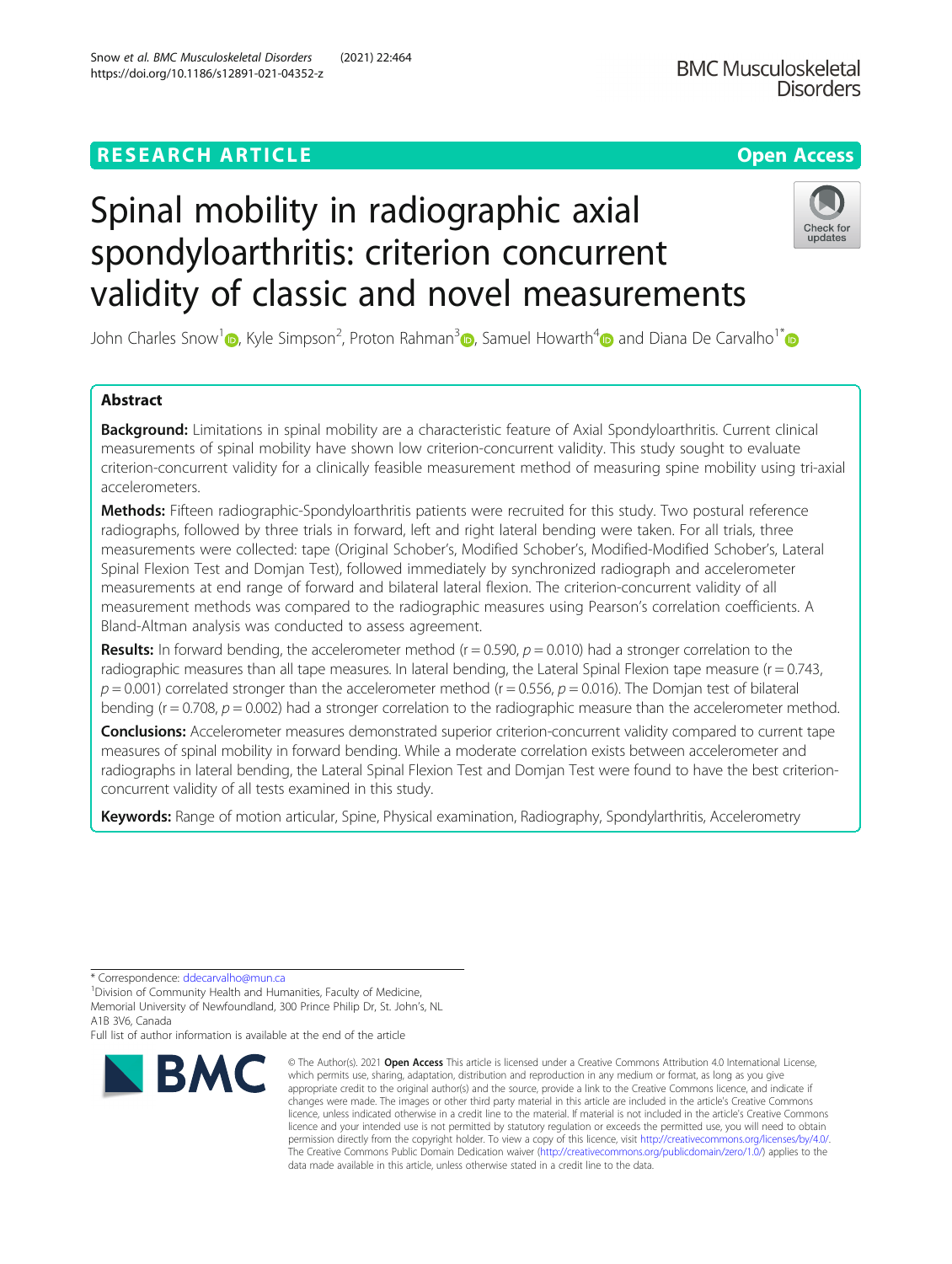RESEARCH ARTICLE

Open Access

# Spinal mobility in radiographic axial spondyloarthritis: criterion concurrent validity of classic and novel measurements

John Charles Snow[1], Kyle Simpson[2], Proton Rahman[3], Samuel Howarth[4] and Diana De Carvalho[1*]

## Abstract

**Background:** Limitations in spinal mobility are a characteristic feature of Axial Spondyloarthritis. Current clinical measurements of spinal mobility have shown low criterion-concurrent validity. This study sought to evaluate criterion-concurrent validity for a clinically feasible measurement method of measuring spine mobility using tri-axial accelerometers.

**Methods:** Fifteen radiographic-Spondyloarthritis patients were recruited for this study. Two postural reference radiographs, followed by three trials in forward, left and right lateral bending were taken. For all trials, three measurements were collected: tape (Original Schober's, Modified Schober's, Modified-Modified Schober's, Lateral Spinal Flexion Test and Domjan Test), followed immediately by synchronized radiograph and accelerometer measurements at end range of forward and bilateral lateral flexion. The criterion-concurrent validity of all measurement methods was compared to the radiographic measures using Pearson's correlation coefficients. A Bland-Altman analysis was conducted to assess agreement.

**Results:** In forward bending, the accelerometer method ($r = 0.590$, $p = 0.010$) had a stronger correlation to the radiographic measures than all tape measures. In lateral bending, the Lateral Spinal Flexion tape measure ($r = 0.743$, $p = 0.001$) correlated stronger than the accelerometer method ($r = 0.556$, $p = 0.016$). The Domjan test of bilateral bending ($r = 0.708$, $p = 0.002$) had a stronger correlation to the radiographic measure than the accelerometer method.

**Conclusions:** Accelerometer measures demonstrated superior criterion-concurrent validity compared to current tape measures of spinal mobility in forward bending. While a moderate correlation exists between accelerometer and radiographs in lateral bending, the Lateral Spinal Flexion Test and Domjan Test were found to have the best criterion-concurrent validity of all tests examined in this study.

**Keywords:** Range of motion articular, Spine, Physical examination, Radiography, Spondylarthritis, Accelerometry

* Correspondence: ddecarvalho@mun.ca

[1]Division of Community Health and Humanities, Faculty of Medicine, Memorial University of Newfoundland, 300 Prince Philip Dr, St. John's, NL A1B 3V6, Canada

Full list of author information is available at the end of the article

© The Author(s). 2021 **Open Access** This article is licensed under a Creative Commons Attribution 4.0 International License, which permits use, sharing, adaptation, distribution and reproduction in any medium or format, as long as you give appropriate credit to the original author(s) and the source, provide a link to the Creative Commons licence, and indicate if changes were made. The images or other third party material in this article are included in the article's Creative Commons licence, unless indicated otherwise in a credit line to the material. If material is not included in the article's Creative Commons licence and your intended use is not permitted by statutory regulation or exceeds the permitted use, you will need to obtain permission directly from the copyright holder. To view a copy of this licence, visit http://creativecommons.org/licenses/by/4.0/. The Creative Commons Public Domain Dedication waiver (http://creativecommons.org/publicdomain/zero/1.0/) applies to the data made available in this article, unless otherwise stated in a credit line to the data.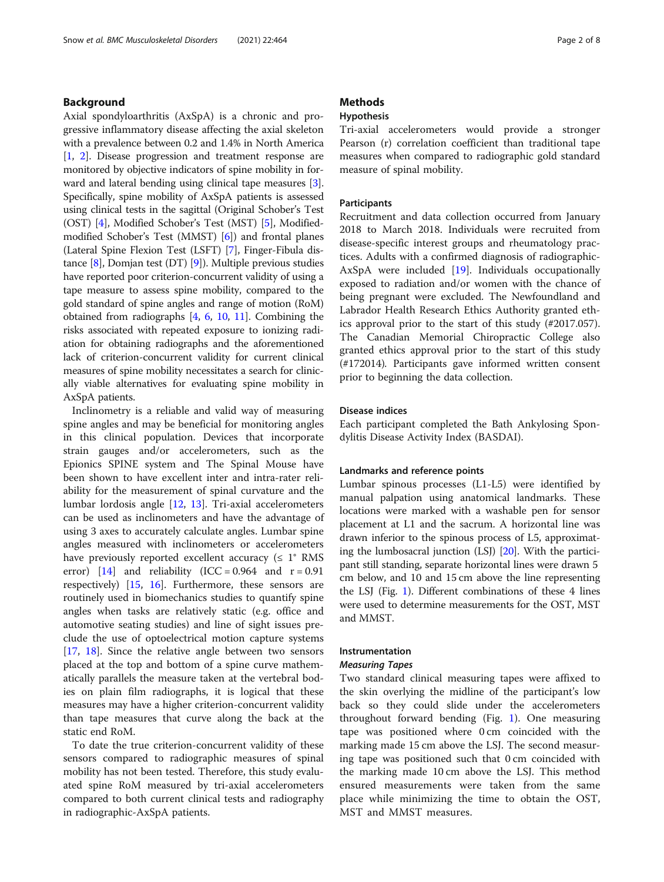## Background

Axial spondyloarthritis (AxSpA) is a chronic and progressive inflammatory disease affecting the axial skeleton with a prevalence between 0.2 and 1.4% in North America [1, 2]. Disease progression and treatment response are monitored by objective indicators of spine mobility in forward and lateral bending using clinical tape measures [3]. Specifically, spine mobility of AxSpA patients is assessed using clinical tests in the sagittal (Original Schober's Test (OST) [4], Modified Schober's Test (MST) [5], Modified-modified Schober's Test (MMST) [6]) and frontal planes (Lateral Spine Flexion Test (LSFT) [7], Finger-Fibula distance [8], Domjan test (DT) [9]). Multiple previous studies have reported poor criterion-concurrent validity of using a tape measure to assess spine mobility, compared to the gold standard of spine angles and range of motion (RoM) obtained from radiographs [4, 6, 10, 11]. Combining the risks associated with repeated exposure to ionizing radiation for obtaining radiographs and the aforementioned lack of criterion-concurrent validity for current clinical measures of spine mobility necessitates a search for clinically viable alternatives for evaluating spine mobility in AxSpA patients.

Inclinometry is a reliable and valid way of measuring spine angles and may be beneficial for monitoring angles in this clinical population. Devices that incorporate strain gauges and/or accelerometers, such as the Epionics SPINE system and The Spinal Mouse have been shown to have excellent inter and intra-rater reliability for the measurement of spinal curvature and the lumbar lordosis angle [12, 13]. Tri-axial accelerometers can be used as inclinometers and have the advantage of using 3 axes to accurately calculate angles. Lumbar spine angles measured with inclinometers or accelerometers have previously reported excellent accuracy (≤ 1° RMS error) [14] and reliability (ICC = 0.964 and r = 0.91 respectively) [15, 16]. Furthermore, these sensors are routinely used in biomechanics studies to quantify spine angles when tasks are relatively static (e.g. office and automotive seating studies) and line of sight issues preclude the use of optoelectrical motion capture systems [17, 18]. Since the relative angle between two sensors placed at the top and bottom of a spine curve mathematically parallels the measure taken at the vertebral bodies on plain film radiographs, it is logical that these measures may have a higher criterion-concurrent validity than tape measures that curve along the back at the static end RoM.

To date the true criterion-concurrent validity of these sensors compared to radiographic measures of spinal mobility has not been tested. Therefore, this study evaluated spine RoM measured by tri-axial accelerometers compared to both current clinical tests and radiography in radiographic-AxSpA patients.

## Methods

### Hypothesis

Tri-axial accelerometers would provide a stronger Pearson (r) correlation coefficient than traditional tape measures when compared to radiographic gold standard measure of spinal mobility.

### Participants

Recruitment and data collection occurred from January 2018 to March 2018. Individuals were recruited from disease-specific interest groups and rheumatology practices. Adults with a confirmed diagnosis of radiographic-AxSpA were included [19]. Individuals occupationally exposed to radiation and/or women with the chance of being pregnant were excluded. The Newfoundland and Labrador Health Research Ethics Authority granted ethics approval prior to the start of this study (#2017.057). The Canadian Memorial Chiropractic College also granted ethics approval prior to the start of this study (#172014). Participants gave informed written consent prior to beginning the data collection.

### Disease indices

Each participant completed the Bath Ankylosing Spondylitis Disease Activity Index (BASDAI).

### Landmarks and reference points

Lumbar spinous processes (L1-L5) were identified by manual palpation using anatomical landmarks. These locations were marked with a washable pen for sensor placement at L1 and the sacrum. A horizontal line was drawn inferior to the spinous process of L5, approximating the lumbosacral junction (LSJ) [20]. With the participant still standing, separate horizontal lines were drawn 5 cm below, and 10 and 15 cm above the line representing the LSJ (Fig. 1). Different combinations of these 4 lines were used to determine measurements for the OST, MST and MMST.

### Instrumentation

#### *Measuring Tapes*

Two standard clinical measuring tapes were affixed to the skin overlying the midline of the participant's low back so they could slide under the accelerometers throughout forward bending (Fig. 1). One measuring tape was positioned where 0 cm coincided with the marking made 15 cm above the LSJ. The second measuring tape was positioned such that 0 cm coincided with the marking made 10 cm above the LSJ. This method ensured measurements were taken from the same place while minimizing the time to obtain the OST, MST and MMST measures.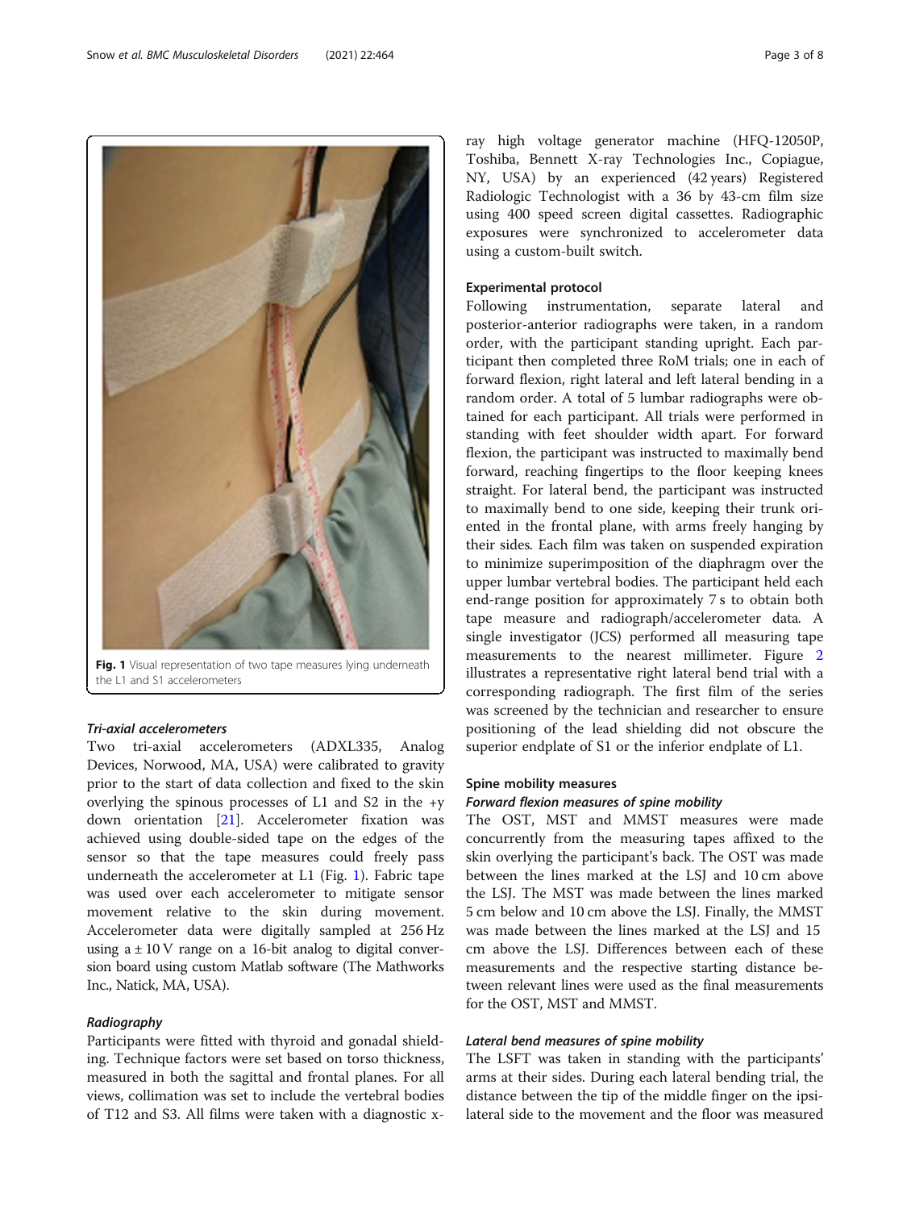Fig. 1 Visual representation of two tape measures lying underneath the L1 and S1 accelerometers

#### *Tri-axial accelerometers*

Two tri-axial accelerometers (ADXL335, Analog Devices, Norwood, MA, USA) were calibrated to gravity prior to the start of data collection and fixed to the skin overlying the spinous processes of L1 and S2 in the +y down orientation [21]. Accelerometer fixation was achieved using double-sided tape on the edges of the sensor so that the tape measures could freely pass underneath the accelerometer at L1 (Fig. 1). Fabric tape was used over each accelerometer to mitigate sensor movement relative to the skin during movement. Accelerometer data were digitally sampled at 256 Hz using a ± 10 V range on a 16-bit analog to digital conversion board using custom Matlab software (The Mathworks Inc., Natick, MA, USA).

#### *Radiography*

Participants were fitted with thyroid and gonadal shielding. Technique factors were set based on torso thickness, measured in both the sagittal and frontal planes. For all views, collimation was set to include the vertebral bodies of T12 and S3. All films were taken with a diagnostic x-ray high voltage generator machine (HFQ-12050P, Toshiba, Bennett X-ray Technologies Inc., Copiague, NY, USA) by an experienced (42 years) Registered Radiologic Technologist with a 36 by 43-cm film size using 400 speed screen digital cassettes. Radiographic exposures were synchronized to accelerometer data using a custom-built switch.

### Experimental protocol

Following instrumentation, separate lateral and posterior-anterior radiographs were taken, in a random order, with the participant standing upright. Each participant then completed three RoM trials; one in each of forward flexion, right lateral and left lateral bending in a random order. A total of 5 lumbar radiographs were obtained for each participant. All trials were performed in standing with feet shoulder width apart. For forward flexion, the participant was instructed to maximally bend forward, reaching fingertips to the floor keeping knees straight. For lateral bend, the participant was instructed to maximally bend to one side, keeping their trunk oriented in the frontal plane, with arms freely hanging by their sides. Each film was taken on suspended expiration to minimize superimposition of the diaphragm over the upper lumbar vertebral bodies. The participant held each end-range position for approximately 7 s to obtain both tape measure and radiograph/accelerometer data. A single investigator (JCS) performed all measuring tape measurements to the nearest millimeter. Figure 2 illustrates a representative right lateral bend trial with a corresponding radiograph. The first film of the series was screened by the technician and researcher to ensure positioning of the lead shielding did not obscure the superior endplate of S1 or the inferior endplate of L1.

### Spine mobility measures

#### *Forward flexion measures of spine mobility*

The OST, MST and MMST measures were made concurrently from the measuring tapes affixed to the skin overlying the participant's back. The OST was made between the lines marked at the LSJ and 10 cm above the LSJ. The MST was made between the lines marked 5 cm below and 10 cm above the LSJ. Finally, the MMST was made between the lines marked at the LSJ and 15 cm above the LSJ. Differences between each of these measurements and the respective starting distance between relevant lines were used as the final measurements for the OST, MST and MMST.

#### *Lateral bend measures of spine mobility*

The LSFT was taken in standing with the participants' arms at their sides. During each lateral bending trial, the distance between the tip of the middle finger on the ipsilateral side to the movement and the floor was measured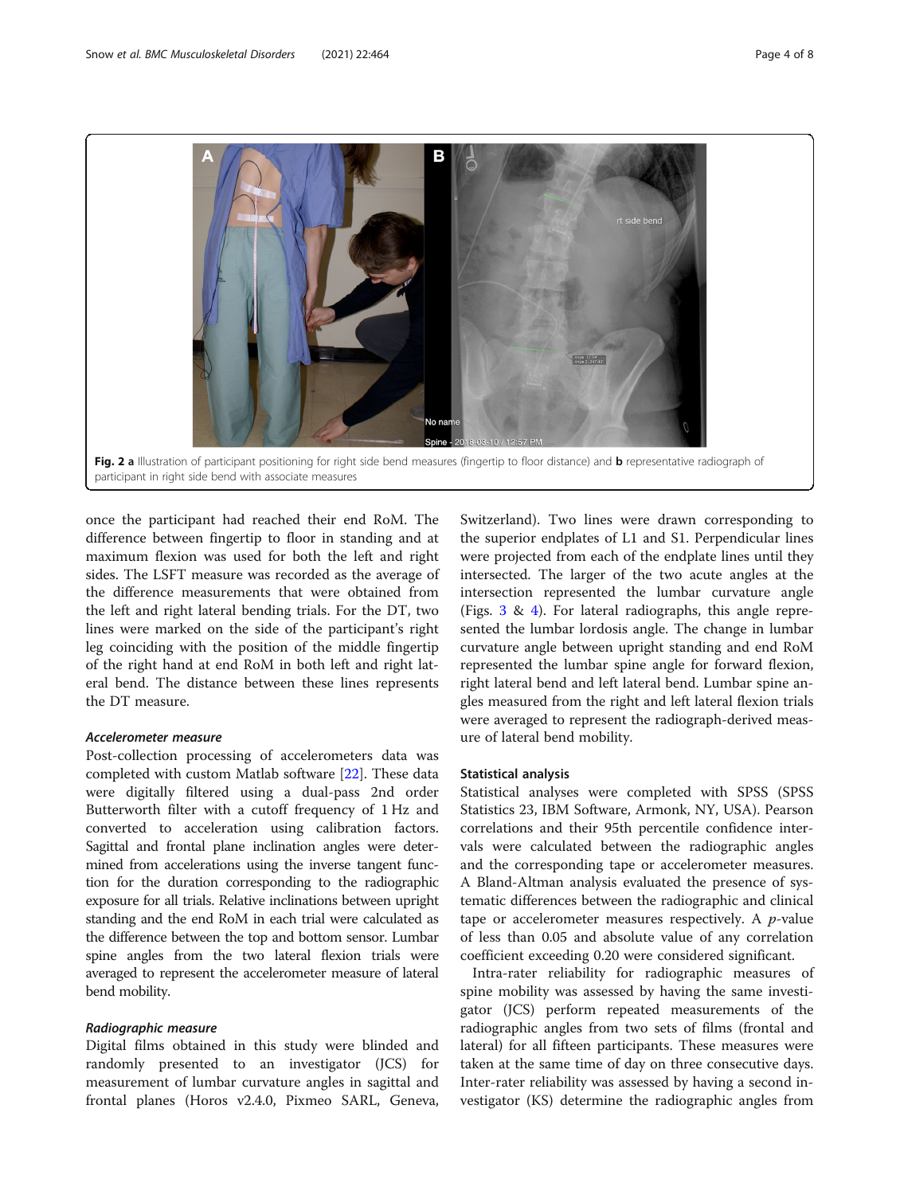Fig. 2 **a** Illustration of participant positioning for right side bend measures (fingertip to floor distance) and **b** representative radiograph of participant in right side bend with associate measures

once the participant had reached their end RoM. The difference between fingertip to floor in standing and at maximum flexion was used for both the left and right sides. The LSFT measure was recorded as the average of the difference measurements that were obtained from the left and right lateral bending trials. For the DT, two lines were marked on the side of the participant's right leg coinciding with the position of the middle fingertip of the right hand at end RoM in both left and right lateral bend. The distance between these lines represents the DT measure.

#### Accelerometer measure

Post-collection processing of accelerometers data was completed with custom Matlab software [22]. These data were digitally filtered using a dual-pass 2nd order Butterworth filter with a cutoff frequency of 1 Hz and converted to acceleration using calibration factors. Sagittal and frontal plane inclination angles were determined from accelerations using the inverse tangent function for the duration corresponding to the radiographic exposure for all trials. Relative inclinations between upright standing and the end RoM in each trial were calculated as the difference between the top and bottom sensor. Lumbar spine angles from the two lateral flexion trials were averaged to represent the accelerometer measure of lateral bend mobility.

#### Radiographic measure

Digital films obtained in this study were blinded and randomly presented to an investigator (JCS) for measurement of lumbar curvature angles in sagittal and frontal planes (Horos v2.4.0, Pixmeo SARL, Geneva, Switzerland). Two lines were drawn corresponding to the superior endplates of L1 and S1. Perpendicular lines were projected from each of the endplate lines until they intersected. The larger of the two acute angles at the intersection represented the lumbar curvature angle (Figs. 3 & 4). For lateral radiographs, this angle represented the lumbar lordosis angle. The change in lumbar curvature angle between upright standing and end RoM represented the lumbar spine angle for forward flexion, right lateral bend and left lateral bend. Lumbar spine angles measured from the right and left lateral flexion trials were averaged to represent the radiograph-derived measure of lateral bend mobility.

### Statistical analysis

Statistical analyses were completed with SPSS (SPSS Statistics 23, IBM Software, Armonk, NY, USA). Pearson correlations and their 95th percentile confidence intervals were calculated between the radiographic angles and the corresponding tape or accelerometer measures. A Bland-Altman analysis evaluated the presence of systematic differences between the radiographic and clinical tape or accelerometer measures respectively. A $p$-value of less than 0.05 and absolute value of any correlation coefficient exceeding 0.20 were considered significant.

Intra-rater reliability for radiographic measures of spine mobility was assessed by having the same investigator (JCS) perform repeated measurements of the radiographic angles from two sets of films (frontal and lateral) for all fifteen participants. These measures were taken at the same time of day on three consecutive days. Inter-rater reliability was assessed by having a second investigator (KS) determine the radiographic angles from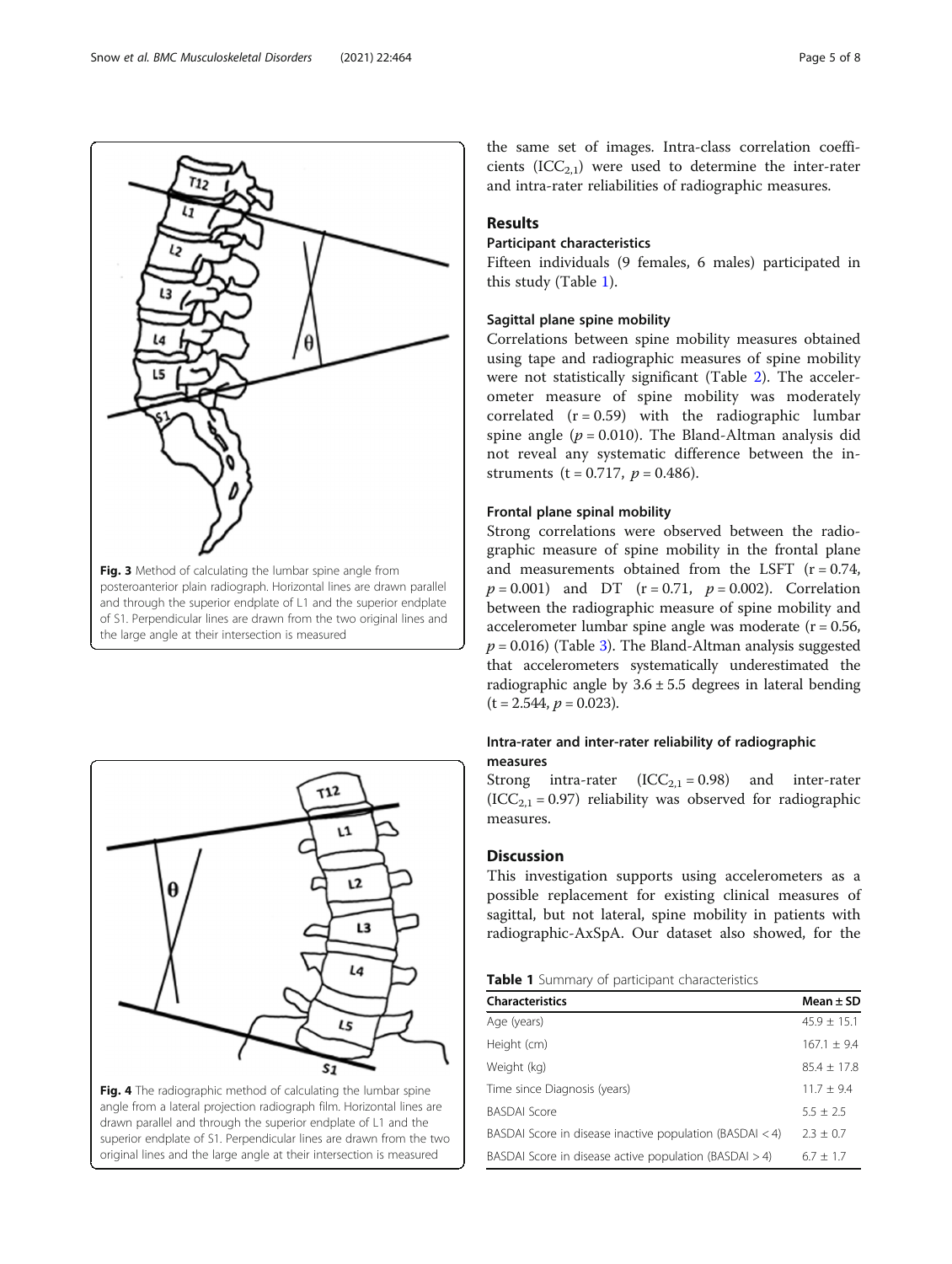Fig. 3 Method of calculating the lumbar spine angle from posteroanterior plain radiograph. Horizontal lines are drawn parallel and through the superior endplate of L1 and the superior endplate of S1. Perpendicular lines are drawn from the two original lines and the large angle at their intersection is measured

Fig. 4 The radiographic method of calculating the lumbar spine angle from a lateral projection radiograph film. Horizontal lines are drawn parallel and through the superior endplate of L1 and the superior endplate of S1. Perpendicular lines are drawn from the two original lines and the large angle at their intersection is measured

the same set of images. Intra-class correlation coefficients ($ICC_{2,1}$) were used to determine the inter-rater and intra-rater reliabilities of radiographic measures.

## Results

### Participant characteristics

Fifteen individuals (9 females, 6 males) participated in this study (Table 1).

### Sagittal plane spine mobility

Correlations between spine mobility measures obtained using tape and radiographic measures of spine mobility were not statistically significant (Table 2). The accelerometer measure of spine mobility was moderately correlated ($r = 0.59$) with the radiographic lumbar spine angle ($p = 0.010$). The Bland-Altman analysis did not reveal any systematic difference between the instruments ($t = 0.717$, $p = 0.486$).

### Frontal plane spinal mobility

Strong correlations were observed between the radiographic measure of spine mobility in the frontal plane and measurements obtained from the LSFT ($r = 0.74$, $p = 0.001$) and DT ($r = 0.71$, $p = 0.002$). Correlation between the radiographic measure of spine mobility and accelerometer lumbar spine angle was moderate ($r = 0.56$, $p = 0.016$) (Table 3). The Bland-Altman analysis suggested that accelerometers systematically underestimated the radiographic angle by $3.6 \pm 5.5$ degrees in lateral bending ($t = 2.544$, $p = 0.023$).

### Intra-rater and inter-rater reliability of radiographic measures

Strong intra-rater ($ICC_{2,1} = 0.98$) and inter-rater ($ICC_{2,1} = 0.97$) reliability was observed for radiographic measures.

## Discussion

This investigation supports using accelerometers as a possible replacement for existing clinical measures of sagittal, but not lateral, spine mobility in patients with radiographic-AxSpA. Our dataset also showed, for the

**Table 1** Summary of participant characteristics

| Characteristics | Mean ± SD |
|---|---|
| Age (years) | 45.9 ± 15.1 |
| Height (cm) | 167.1 ± 9.4 |
| Weight (kg) | 85.4 ± 17.8 |
| Time since Diagnosis (years) | 11.7 ± 9.4 |
| BASDAI Score | 5.5 ± 2.5 |
| BASDAI Score in disease inactive population (BASDAI < 4) | 2.3 ± 0.7 |
| BASDAI Score in disease active population (BASDAI > 4) | 6.7 ± 1.7 |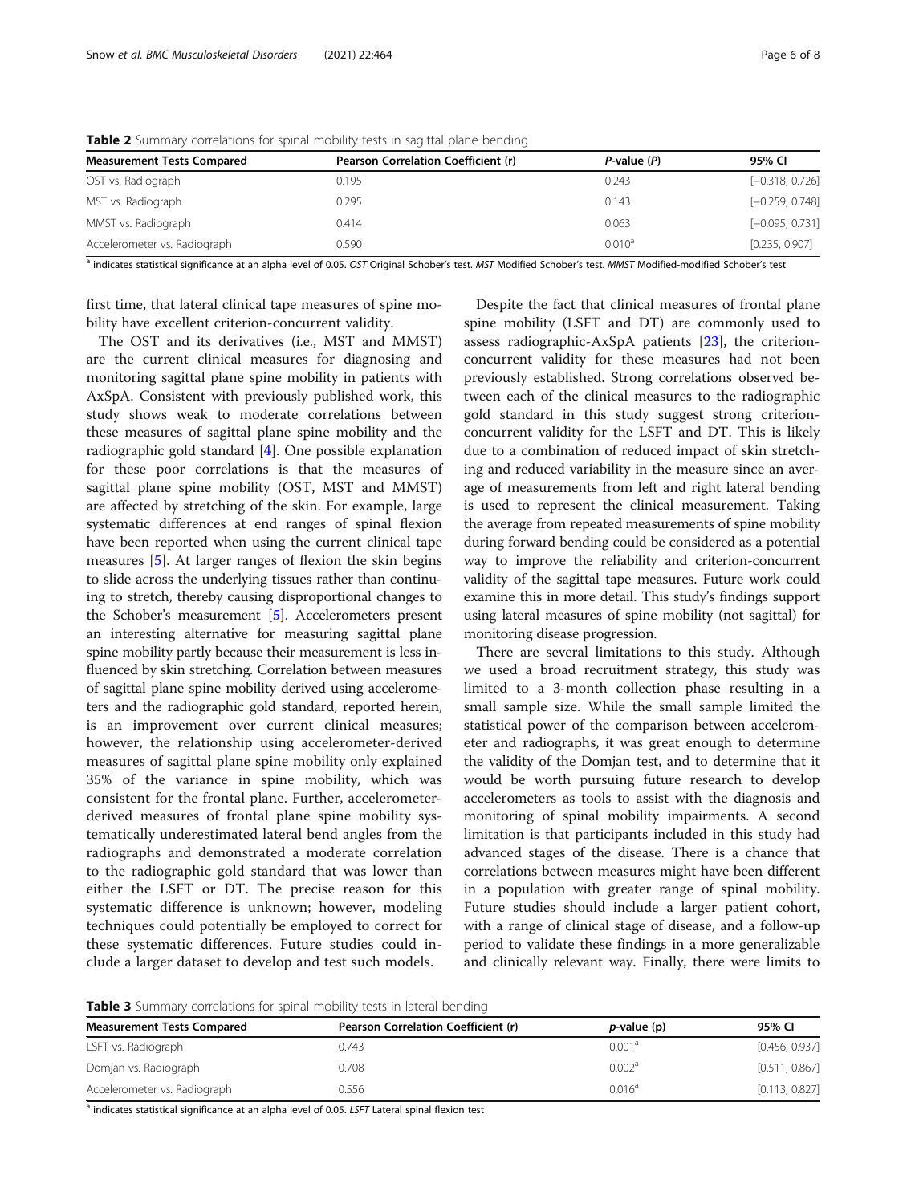**Table 2** Summary correlations for spinal mobility tests in sagittal plane bending

| Measurement Tests Compared | Pearson Correlation Coefficient (r) | *P*-value (*P*) | 95% CI |
|---|---|---|---|
| OST vs. Radiograph | 0.195 | 0.243 | [−0.318, 0.726] |
| MST vs. Radiograph | 0.295 | 0.143 | [−0.259, 0.748] |
| MMST vs. Radiograph | 0.414 | 0.063 | [−0.095, 0.731] |
| Accelerometer vs. Radiograph | 0.590 | 0.010[a] | [0.235, 0.907] |

[a] indicates statistical significance at an alpha level of 0.05. *OST* Original Schober's test. *MST* Modified Schober's test. *MMST* Modified-modified Schober's test

first time, that lateral clinical tape measures of spine mobility have excellent criterion-concurrent validity.

The OST and its derivatives (i.e., MST and MMST) are the current clinical measures for diagnosing and monitoring sagittal plane spine mobility in patients with AxSpA. Consistent with previously published work, this study shows weak to moderate correlations between these measures of sagittal plane spine mobility and the radiographic gold standard [4]. One possible explanation for these poor correlations is that the measures of sagittal plane spine mobility (OST, MST and MMST) are affected by stretching of the skin. For example, large systematic differences at end ranges of spinal flexion have been reported when using the current clinical tape measures [5]. At larger ranges of flexion the skin begins to slide across the underlying tissues rather than continuing to stretch, thereby causing disproportional changes to the Schober's measurement [5]. Accelerometers present an interesting alternative for measuring sagittal plane spine mobility partly because their measurement is less influenced by skin stretching. Correlation between measures of sagittal plane spine mobility derived using accelerometers and the radiographic gold standard, reported herein, is an improvement over current clinical measures; however, the relationship using accelerometer-derived measures of sagittal plane spine mobility only explained 35% of the variance in spine mobility, which was consistent for the frontal plane. Further, accelerometer-derived measures of frontal plane spine mobility systematically underestimated lateral bend angles from the radiographs and demonstrated a moderate correlation to the radiographic gold standard that was lower than either the LSFT or DT. The precise reason for this systematic difference is unknown; however, modeling techniques could potentially be employed to correct for these systematic differences. Future studies could include a larger dataset to develop and test such models.

Despite the fact that clinical measures of frontal plane spine mobility (LSFT and DT) are commonly used to assess radiographic-AxSpA patients [23], the criterion-concurrent validity for these measures had not been previously established. Strong correlations observed between each of the clinical measures to the radiographic gold standard in this study suggest strong criterion-concurrent validity for the LSFT and DT. This is likely due to a combination of reduced impact of skin stretching and reduced variability in the measure since an average of measurements from left and right lateral bending is used to represent the clinical measurement. Taking the average from repeated measurements of spine mobility during forward bending could be considered as a potential way to improve the reliability and criterion-concurrent validity of the sagittal tape measures. Future work could examine this in more detail. This study's findings support using lateral measures of spine mobility (not sagittal) for monitoring disease progression.

There are several limitations to this study. Although we used a broad recruitment strategy, this study was limited to a 3-month collection phase resulting in a small sample size. While the small sample limited the statistical power of the comparison between accelerometer and radiographs, it was great enough to determine the validity of the Domjan test, and to determine that it would be worth pursuing future research to develop accelerometers as tools to assist with the diagnosis and monitoring of spinal mobility impairments. A second limitation is that participants included in this study had advanced stages of the disease. There is a chance that correlations between measures might have been different in a population with greater range of spinal mobility. Future studies should include a larger patient cohort, with a range of clinical stage of disease, and a follow-up period to validate these findings in a more generalizable and clinically relevant way. Finally, there were limits to

**Table 3** Summary correlations for spinal mobility tests in lateral bending

| Measurement Tests Compared | Pearson Correlation Coefficient (r) | *p*-value (p) | 95% CI |
|---|---|---|---|
| LSFT vs. Radiograph | 0.743 | 0.001[a] | [0.456, 0.937] |
| Domjan vs. Radiograph | 0.708 | 0.002[a] | [0.511, 0.867] |
| Accelerometer vs. Radiograph | 0.556 | 0.016[a] | [0.113, 0.827] |

[a] indicates statistical significance at an alpha level of 0.05. *LSFT* Lateral spinal flexion test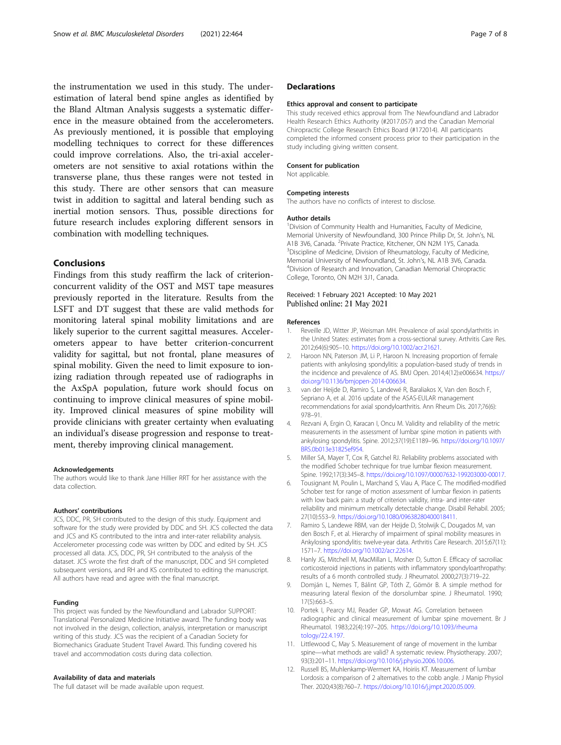the instrumentation we used in this study. The underestimation of lateral bend spine angles as identified by the Bland Altman Analysis suggests a systematic difference in the measure obtained from the accelerometers. As previously mentioned, it is possible that employing modelling techniques to correct for these differences could improve correlations. Also, the tri-axial accelerometers are not sensitive to axial rotations within the transverse plane, thus these ranges were not tested in this study. There are other sensors that can measure twist in addition to sagittal and lateral bending such as inertial motion sensors. Thus, possible directions for future research includes exploring different sensors in combination with modelling techniques.

## Conclusions

Findings from this study reaffirm the lack of criterion-concurrent validity of the OST and MST tape measures previously reported in the literature. Results from the LSFT and DT suggest that these are valid methods for monitoring lateral spinal mobility limitations and are likely superior to the current sagittal measures. Accelerometers appear to have better criterion-concurrent validity for sagittal, but not frontal, plane measures of spinal mobility. Given the need to limit exposure to ionizing radiation through repeated use of radiographs in the AxSpA population, future work should focus on continuing to improve clinical measures of spine mobility. Improved clinical measures of spine mobility will provide clinicians with greater certainty when evaluating an individual's disease progression and response to treatment, thereby improving clinical management.

### Acknowledgements

The authors would like to thank Jane Hillier RRT for her assistance with the data collection.

### Authors' contributions

JCS, DDC, PR, SH contributed to the design of this study. Equipment and software for the study were provided by DDC and SH. JCS collected the data and JCS and KS contributed to the intra and inter-rater reliability analysis. Accelerometer processing code was written by DDC and edited by SH. JCS processed all data. JCS, DDC, PR, SH contributed to the analysis of the dataset. JCS wrote the first draft of the manuscript, DDC and SH completed subsequent versions, and RH and KS contributed to editing the manuscript. All authors have read and agree with the final manuscript.

### Funding

This project was funded by the Newfoundland and Labrador SUPPORT: Translational Personalized Medicine Initiative award. The funding body was not involved in the design, collection, analysis, interpretation or manuscript writing of this study. JCS was the recipient of a Canadian Society for Biomechanics Graduate Student Travel Award. This funding covered his travel and accommodation costs during data collection.

### Availability of data and materials

The full dataset will be made available upon request.

## Declarations

### Ethics approval and consent to participate

This study received ethics approval from The Newfoundland and Labrador Health Research Ethics Authority (#2017.057) and the Canadian Memorial Chiropractic College Research Ethics Board (#172014). All participants completed the informed consent process prior to their participation in the study including giving written consent.

### Consent for publication

Not applicable.

### Competing interests

The authors have no conflicts of interest to disclose.

### Author details

[1]Division of Community Health and Humanities, Faculty of Medicine, Memorial University of Newfoundland, 300 Prince Philip Dr, St. John's, NL A1B 3V6, Canada. [2]Private Practice, Kitchener, ON N2M 1Y5, Canada. [3]Discipline of Medicine, Division of Rheumatology, Faculty of Medicine, Memorial University of Newfoundland, St. John's, NL A1B 3V6, Canada. [4]Division of Research and Innovation, Canadian Memorial Chiropractic College, Toronto, ON M2H 3J1, Canada.

Received: 1 February 2021 Accepted: 10 May 2021
Published online: 21 May 2021

### References

1. Reveille JD, Witter JP, Weisman MH. Prevalence of axial spondylarthritis in the United States: estimates from a cross-sectional survey. Arthritis Care Res. 2012;64(6):905–10. https://doi.org/10.1002/acr.21621.
2. Haroon NN, Paterson JM, Li P, Haroon N. Increasing proportion of female patients with ankylosing spondylitis: a population-based study of trends in the incidence and prevalence of AS. BMJ Open. 2014;4(12):e006634. https://doi.org/10.1136/bmjopen-2014-006634.
3. van der Heijde D, Ramiro S, Landewé R, Baraliakos X, Van den Bosch F, Sepriano A, et al. 2016 update of the ASAS-EULAR management recommendations for axial spondyloarthritis. Ann Rheum Dis. 2017;76(6): 978–91.
4. Rezvani A, Ergin O, Karacan I, Oncu M. Validity and reliability of the metric measurements in the assessment of lumbar spine motion in patients with ankylosing spondylitis. Spine. 2012;37(19):E1189–96. https://doi.org/10.1097/BRS.0b013e31825ef954.
5. Miller SA, Mayer T, Cox R, Gatchel RJ. Reliability problems associated with the modified Schober technique for true lumbar flexion measurement. Spine. 1992;17(3):345–8. https://doi.org/10.1097/00007632-199203000-00017.
6. Tousignant M, Poulin L, Marchand S, Viau A, Place C. The modified-modified Schober test for range of motion assessment of lumbar flexion in patients with low back pain: a study of criterion validity, intra- and inter-rater reliability and minimum metrically detectable change. Disabil Rehabil. 2005; 27(10):553–9. https://doi.org/10.1080/09638280400018411.
7. Ramiro S, Landewe RBM, van der Heijde D, Stolwijk C, Dougados M, van den Bosch F, et al. Hierarchy of impairment of spinal mobility measures in Ankylosing spondylitis: twelve-year data. Arthritis Care Research. 2015;67(11): 1571–7. https://doi.org/10.1002/acr.22614.
8. Hanly JG, Mitchell M, MacMillan L, Mosher D, Sutton E. Efficacy of sacroiliac corticosteroid injections in patients with inflammatory spondyloarthropathy: results of a 6 month controlled study. J Rheumatol. 2000;27(3):719–22.
9. Domján L, Nemes T, Bálint GP, Tóth Z, Gömör B. A simple method for measuring lateral flexion of the dorsolumbar spine. J Rheumatol. 1990; 17(5):663–5.
10. Portek I, Pearcy MJ, Reader GP, Mowat AG. Correlation between radiographic and clinical measurement of lumbar spine movement. Br J Rheumatol. 1983;22(4):197–205. https://doi.org/10.1093/rheumatology/22.4.197.
11. Littlewood C, May S. Measurement of range of movement in the lumbar spine—what methods are valid? A systematic review. Physiotherapy. 2007; 93(3):201–11. https://doi.org/10.1016/j.physio.2006.10.006.
12. Russell BS, Muhlenkamp-Wermert KA, Hoiriis KT. Measurement of lumbar Lordosis: a comparison of 2 alternatives to the cobb angle. J Manip Physiol Ther. 2020;43(8):760–7. https://doi.org/10.1016/j.jmpt.2020.05.009.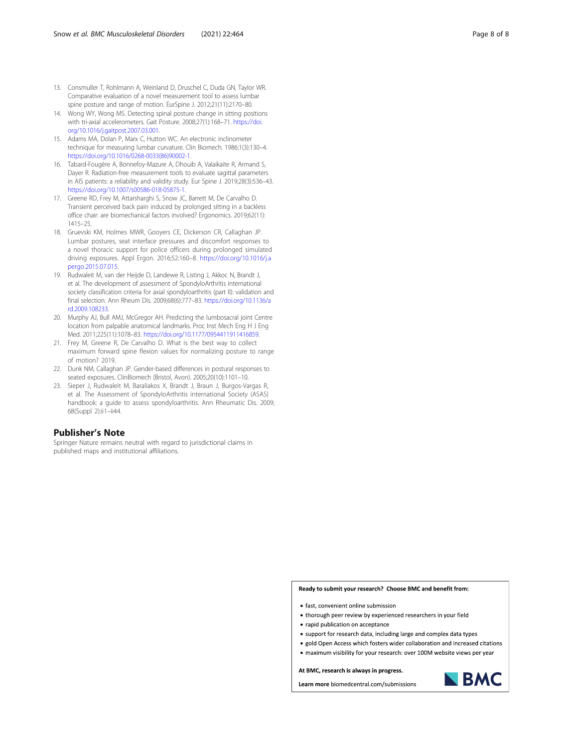13. Consmuller T, Rohlmann A, Weinland D, Druschel C, Duda GN, Taylor WR. Comparative evaluation of a novel measurement tool to assess lumbar spine posture and range of motion. EurSpine J. 2012;21(11):2170–80.
14. Wong WY, Wong MS. Detecting spinal posture change in sitting positions with tri-axial accelerometers. Gait Posture. 2008;27(1):168–71. https://doi.org/10.1016/j.gaitpost.2007.03.001.
15. Adams MA, Dolan P, Marx C, Hutton WC. An electronic inclinometer technique for measuring lumbar curvature. Clin Biomech. 1986;1(3):130–4. https://doi.org/10.1016/0268-0033(86)90002-1.
16. Tabard-Fougère A, Bonnefoy-Mazure A, Dhouib A, Valaikaite R, Armand S, Dayer R. Radiation-free measurement tools to evaluate sagittal parameters in AIS patients: a reliability and validity study. Eur Spine J. 2019;28(3):536–43. https://doi.org/10.1007/s00586-018-05875-1.
17. Greene RD, Frey M, Attarsharghi S, Snow JC, Barrett M, De Carvalho D. Transient perceived back pain induced by prolonged sitting in a backless office chair: are biomechanical factors involved? Ergonomics. 2019;62(11): 1415–25.
18. Gruevski KM, Holmes MWR, Gooyers CE, Dickerson CR, Callaghan JP. Lumbar postures, seat interface pressures and discomfort responses to a novel thoracic support for police officers during prolonged simulated driving exposures. Appl Ergon. 2016;52:160–8. https://doi.org/10.1016/j.apergo.2015.07.015.
19. Rudwaleit M, van der Heijde D, Landewe R, Listing J, Akkoc N, Brandt J, et al. The development of assessment of SpondyloArthritis international society classification criteria for axial spondyloarthritis (part II): validation and final selection. Ann Rheum Dis. 2009;68(6):777–83. https://doi.org/10.1136/ard.2009.108233.
20. Murphy AJ, Bull AMJ, McGregor AH. Predicting the lumbosacral joint Centre location from palpable anatomical landmarks. Proc Inst Mech Eng H J Eng Med. 2011;225(11):1078–83. https://doi.org/10.1177/0954411911416859.
21. Frey M, Greene R, De Carvalho D. What is the best way to collect maximum forward spine flexion values for normalizing posture to range of motion? 2019.
22. Dunk NM, Callaghan JP. Gender-based differences in postural responses to seated exposures. ClinBiomech (Bristol, Avon). 2005;20(10):1101–10.
23. Sieper J, Rudwaleit M, Baraliakos X, Brandt J, Braun J, Burgos-Vargas R, et al. The Assessment of SpondyloArthritis international Society (ASAS) handbook: a guide to assess spondyloarthritis. Ann Rheumatic Dis. 2009; 68(Suppl 2):ii1–ii44.

## Publisher's Note

Springer Nature remains neutral with regard to jurisdictional claims in published maps and institutional affiliations.

**Ready to submit your research? Choose BMC and benefit from:**

- fast, convenient online submission
- thorough peer review by experienced researchers in your field
- rapid publication on acceptance
- support for research data, including large and complex data types
- gold Open Access which fosters wider collaboration and increased citations
- maximum visibility for your research: over 100M website views per year

**At BMC, research is always in progress.**

**Learn more** biomedcentral.com/submissions

BMC